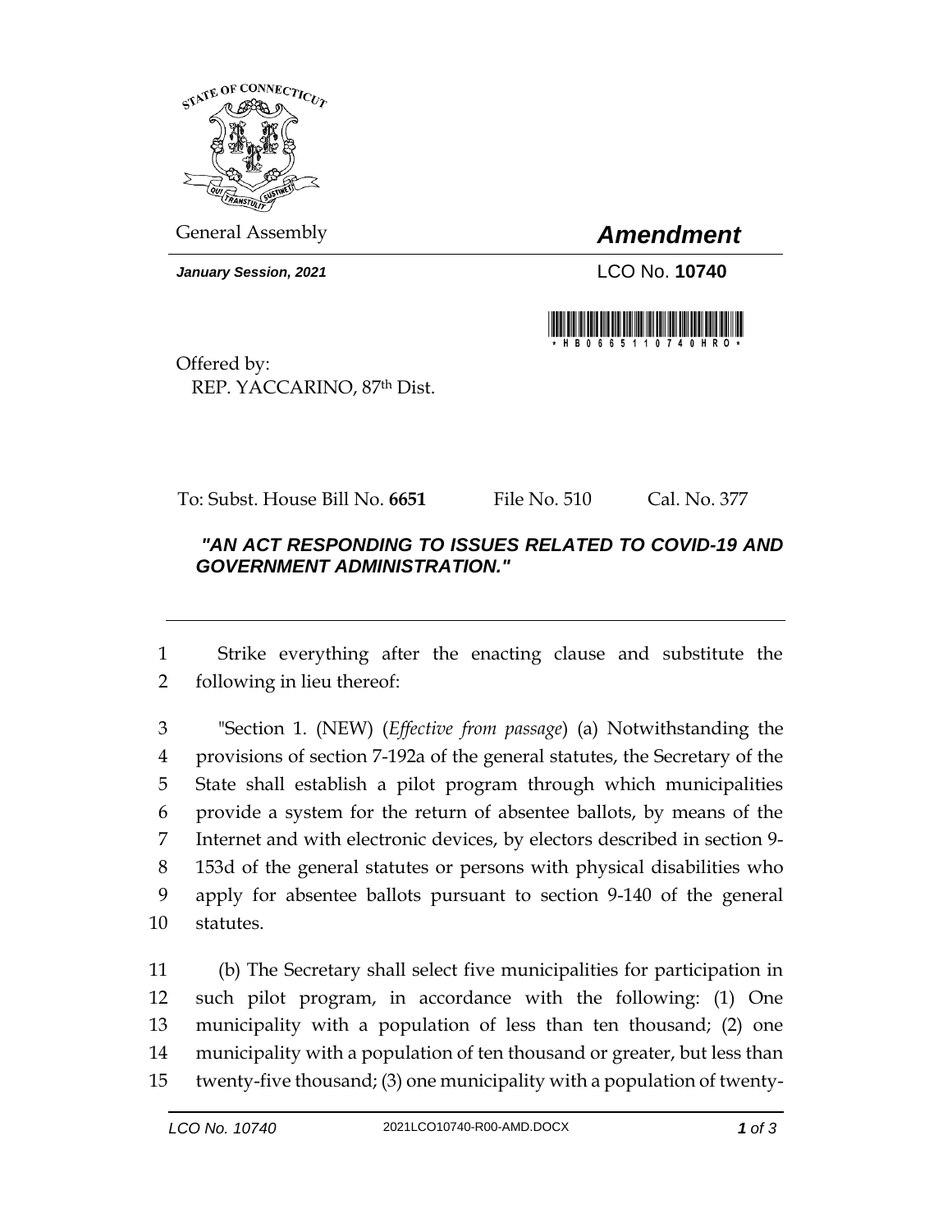General Assembly

# *Amendment*

***January Session, 2021*** LCO No. **10740**

\* H B 0 6 6 5 1 1 0 7 4 0 H R O \*

Offered by:
REP. YACCARINO, 87th Dist.

To: Subst. House Bill No. **6651** File No. 510 Cal. No. 377

***"AN ACT RESPONDING TO ISSUES RELATED TO COVID-19 AND GOVERNMENT ADMINISTRATION."***

---

1 Strike everything after the enacting clause and substitute the
2 following in lieu thereof:

3 "Section 1. (NEW) (*Effective from passage*) (a) Notwithstanding the
4 provisions of section 7-192a of the general statutes, the Secretary of the
5 State shall establish a pilot program through which municipalities
6 provide a system for the return of absentee ballots, by means of the
7 Internet and with electronic devices, by electors described in section 9-
8 153d of the general statutes or persons with physical disabilities who
9 apply for absentee ballots pursuant to section 9-140 of the general
10 statutes.

11 (b) The Secretary shall select five municipalities for participation in
12 such pilot program, in accordance with the following: (1) One
13 municipality with a population of less than ten thousand; (2) one
14 municipality with a population of ten thousand or greater, but less than
15 twenty-five thousand; (3) one municipality with a population of twenty-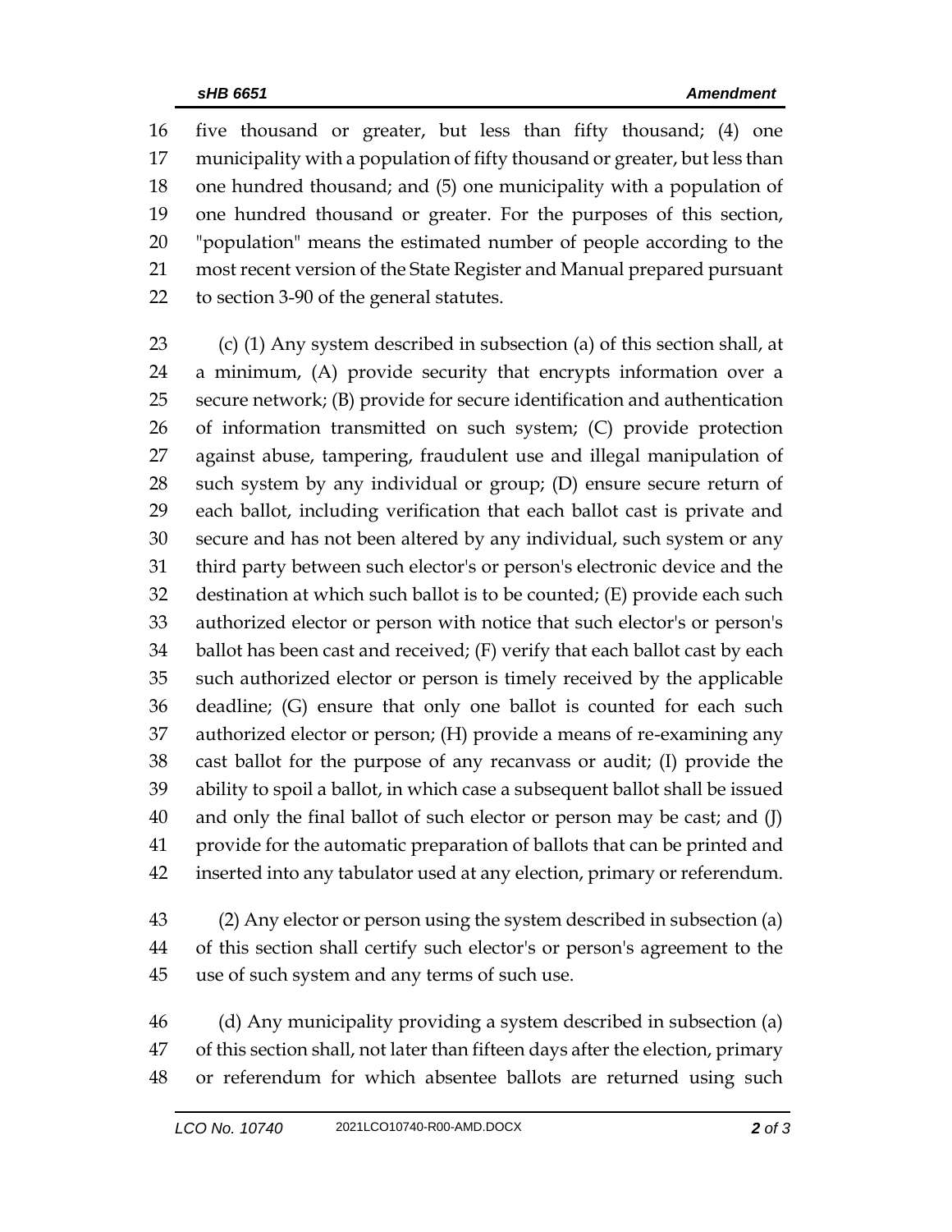five thousand or greater, but less than fifty thousand; (4) one municipality with a population of fifty thousand or greater, but less than one hundred thousand; and (5) one municipality with a population of one hundred thousand or greater. For the purposes of this section, "population" means the estimated number of people according to the most recent version of the State Register and Manual prepared pursuant to section 3-90 of the general statutes.

(c) (1) Any system described in subsection (a) of this section shall, at a minimum, (A) provide security that encrypts information over a secure network; (B) provide for secure identification and authentication of information transmitted on such system; (C) provide protection against abuse, tampering, fraudulent use and illegal manipulation of such system by any individual or group; (D) ensure secure return of each ballot, including verification that each ballot cast is private and secure and has not been altered by any individual, such system or any third party between such elector's or person's electronic device and the destination at which such ballot is to be counted; (E) provide each such authorized elector or person with notice that such elector's or person's ballot has been cast and received; (F) verify that each ballot cast by each such authorized elector or person is timely received by the applicable deadline; (G) ensure that only one ballot is counted for each such authorized elector or person; (H) provide a means of re-examining any cast ballot for the purpose of any recanvass or audit; (I) provide the ability to spoil a ballot, in which case a subsequent ballot shall be issued and only the final ballot of such elector or person may be cast; and (J) provide for the automatic preparation of ballots that can be printed and inserted into any tabulator used at any election, primary or referendum.

(2) Any elector or person using the system described in subsection (a) of this section shall certify such elector's or person's agreement to the use of such system and any terms of such use.

(d) Any municipality providing a system described in subsection (a) of this section shall, not later than fifteen days after the election, primary or referendum for which absentee ballots are returned using such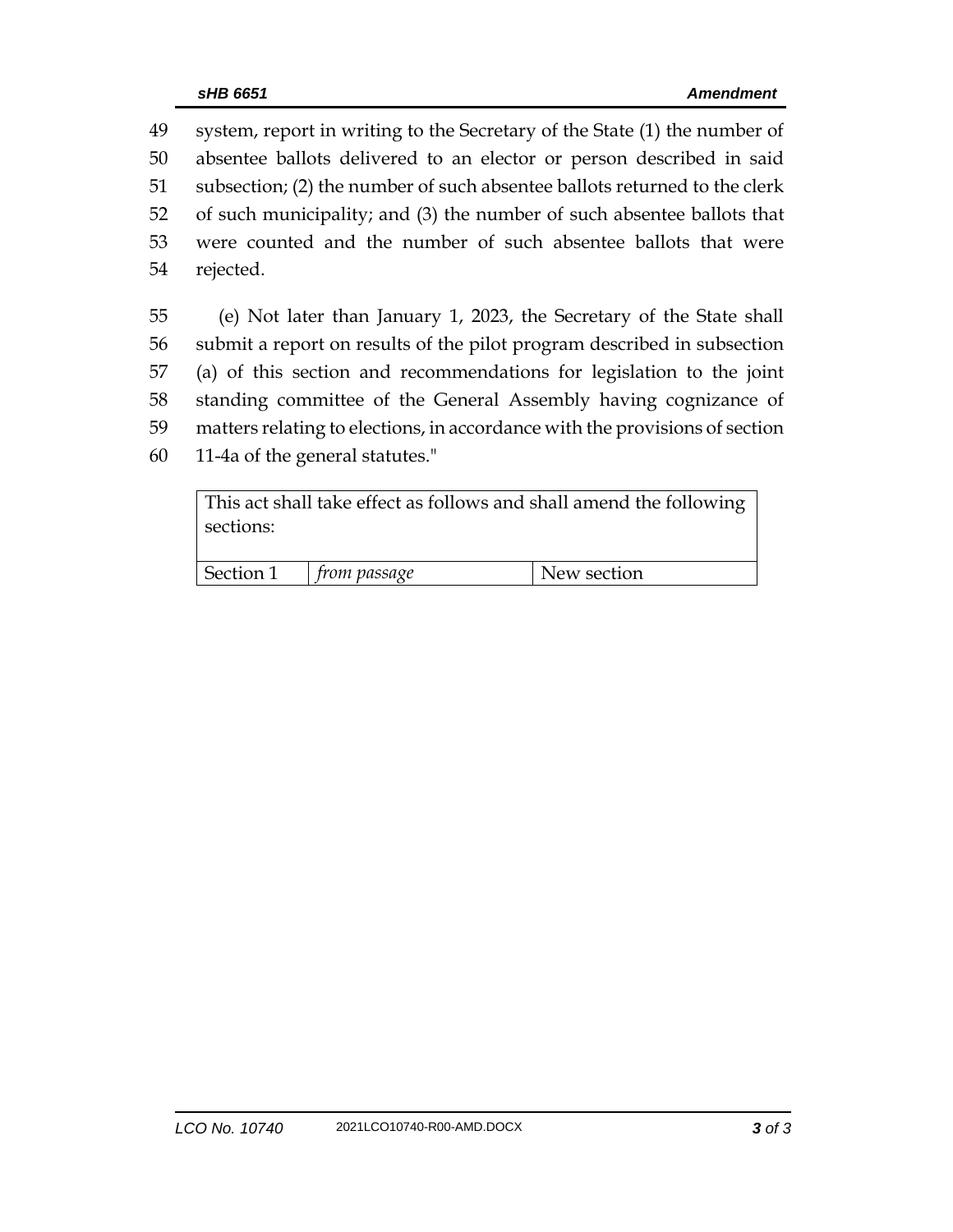system, report in writing to the Secretary of the State (1) the number of absentee ballots delivered to an elector or person described in said subsection; (2) the number of such absentee ballots returned to the clerk of such municipality; and (3) the number of such absentee ballots that were counted and the number of such absentee ballots that were rejected.

(e) Not later than January 1, 2023, the Secretary of the State shall submit a report on results of the pilot program described in subsection (a) of this section and recommendations for legislation to the joint standing committee of the General Assembly having cognizance of matters relating to elections, in accordance with the provisions of section 11-4a of the general statutes."

| This act shall take effect as follows and shall amend the following sections: | | |
|---|---|---|
| Section 1 | *from passage* | New section |